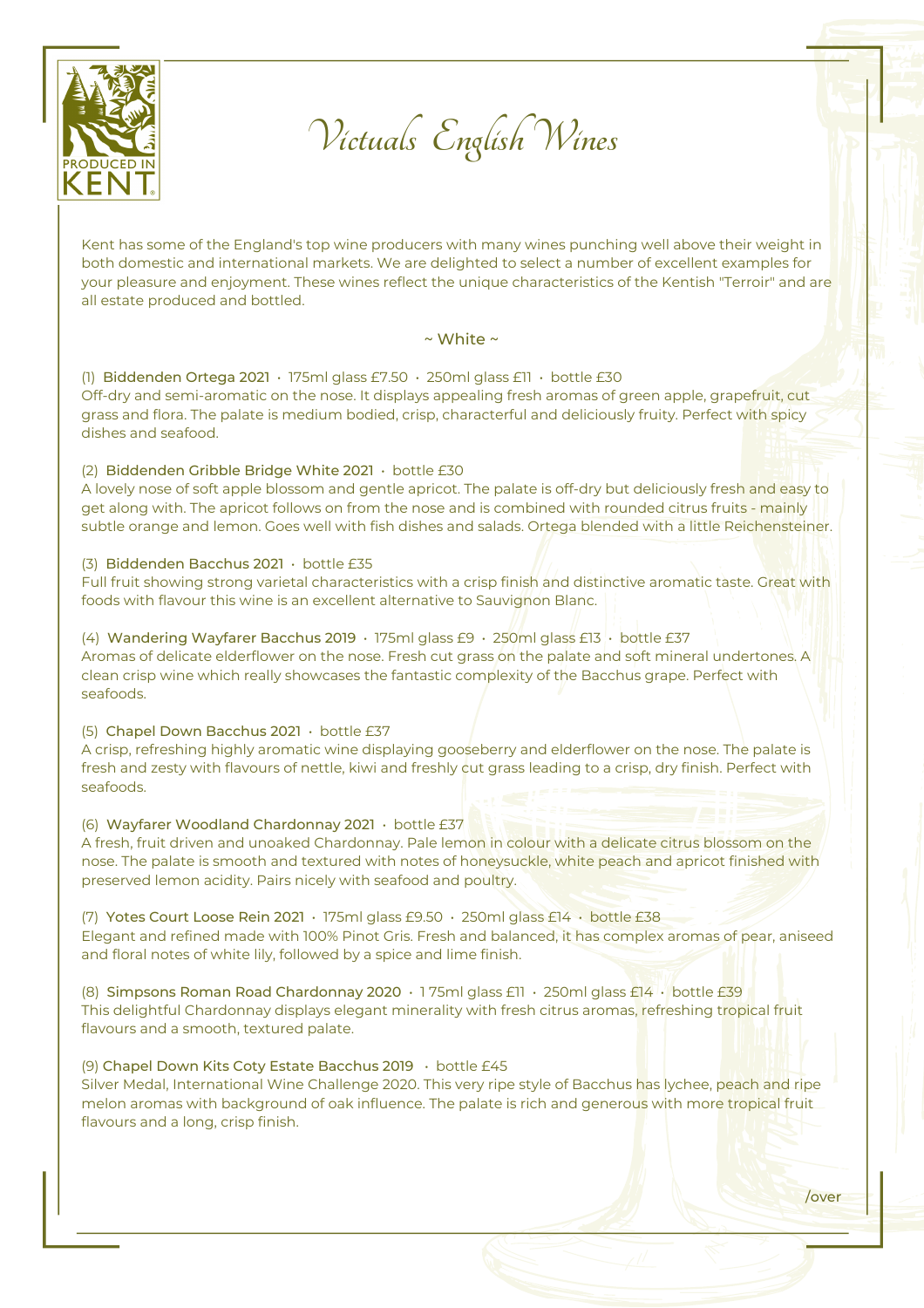PRODUCED IN KENT

# Victuals English Wines

Kent has some of the England's top wine producers with many wines punching well above their weight in both domestic and international markets. We are delighted to select a number of excellent examples for your pleasure and enjoyment. These wines reflect the unique characteristics of the Kentish "Terroir" and are all estate produced and bottled.

## ~ White ~

(1) **Biddenden Ortega 2021** · 175ml glass £7.50 · 250ml glass £11 · bottle £30
Off-dry and semi-aromatic on the nose. It displays appealing fresh aromas of green apple, grapefruit, cut grass and flora. The palate is medium bodied, crisp, characterful and deliciously fruity. Perfect with spicy dishes and seafood.

(2) **Biddenden Gribble Bridge White 2021** · bottle £30
A lovely nose of soft apple blossom and gentle apricot. The palate is off-dry but deliciously fresh and easy to get along with. The apricot follows on from the nose and is combined with rounded citrus fruits - mainly subtle orange and lemon. Goes well with fish dishes and salads. Ortega blended with a little Reichensteiner.

(3) **Biddenden Bacchus 2021** · bottle £35
Full fruit showing strong varietal characteristics with a crisp finish and distinctive aromatic taste. Great with foods with flavour this wine is an excellent alternative to Sauvignon Blanc.

(4) **Wandering Wayfarer Bacchus 2019** · 175ml glass £9 · 250ml glass £13 · bottle £37
Aromas of delicate elderflower on the nose. Fresh cut grass on the palate and soft mineral undertones. A clean crisp wine which really showcases the fantastic complexity of the Bacchus grape. Perfect with seafoods.

(5) **Chapel Down Bacchus 2021** · bottle £37
A crisp, refreshing highly aromatic wine displaying gooseberry and elderflower on the nose. The palate is fresh and zesty with flavours of nettle, kiwi and freshly cut grass leading to a crisp, dry finish. Perfect with seafoods.

(6) **Wayfarer Woodland Chardonnay 2021** · bottle £37
A fresh, fruit driven and unoaked Chardonnay. Pale lemon in colour with a delicate citrus blossom on the nose. The palate is smooth and textured with notes of honeysuckle, white peach and apricot finished with preserved lemon acidity. Pairs nicely with seafood and poultry.

(7) **Yotes Court Loose Rein 2021** · 175ml glass £9.50 · 250ml glass £14 · bottle £38
Elegant and refined made with 100% Pinot Gris. Fresh and balanced, it has complex aromas of pear, aniseed and floral notes of white lily, followed by a spice and lime finish.

(8) **Simpsons Roman Road Chardonnay 2020** · 175ml glass £11 · 250ml glass £14 · bottle £39
This delightful Chardonnay displays elegant minerality with fresh citrus aromas, refreshing tropical fruit flavours and a smooth, textured palate.

(9) **Chapel Down Kits Coty Estate Bacchus 2019** · bottle £45
Silver Medal, International Wine Challenge 2020. This very ripe style of Bacchus has lychee, peach and ripe melon aromas with background of oak influence. The palate is rich and generous with more tropical fruit flavours and a long, crisp finish.

/over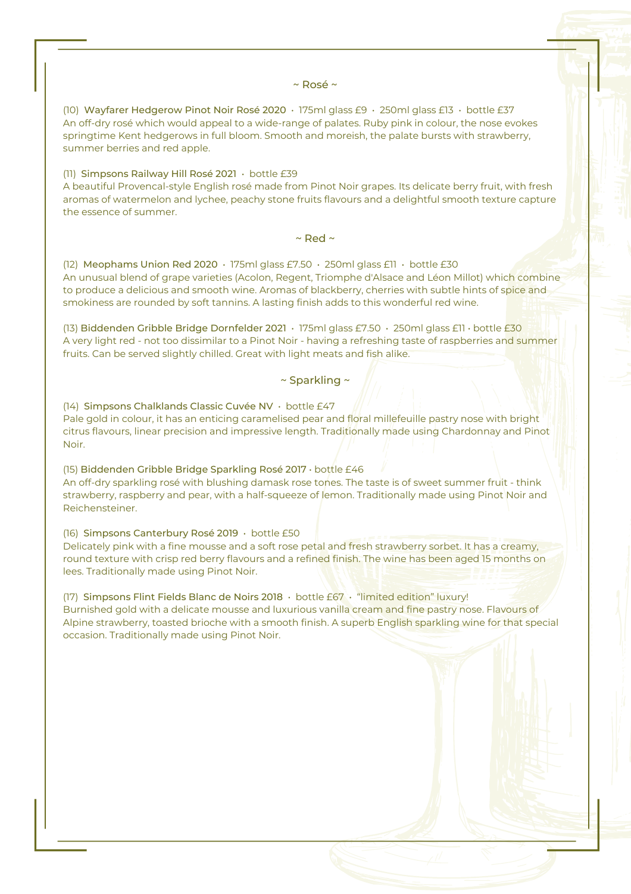## ~ Rosé ~

(10) **Wayfarer Hedgerow Pinot Noir Rosé 2020** • 175ml glass £9 • 250ml glass £13 • bottle £37
An off-dry rosé which would appeal to a wide-range of palates. Ruby pink in colour, the nose evokes springtime Kent hedgerows in full bloom. Smooth and moreish, the palate bursts with strawberry, summer berries and red apple.

(11) **Simpsons Railway Hill Rosé 2021** • bottle £39
A beautiful Provencal-style English rosé made from Pinot Noir grapes. Its delicate berry fruit, with fresh aromas of watermelon and lychee, peachy stone fruits flavours and a delightful smooth texture capture the essence of summer.

## ~ Red ~

(12) **Meophams Union Red 2020** • 175ml glass £7.50 • 250ml glass £11 • bottle £30
An unusual blend of grape varieties (Acolon, Regent, Triomphe d'Alsace and Léon Millot) which combine to produce a delicious and smooth wine. Aromas of blackberry, cherries with subtle hints of spice and smokiness are rounded by soft tannins. A lasting finish adds to this wonderful red wine.

(13) **Biddenden Gribble Bridge Dornfelder 2021** • 175ml glass £7.50 • 250ml glass £11 • bottle £30
A very light red - not too dissimilar to a Pinot Noir - having a refreshing taste of raspberries and summer fruits. Can be served slightly chilled. Great with light meats and fish alike.

## ~ Sparkling ~

(14) **Simpsons Chalklands Classic Cuvée NV** • bottle £47
Pale gold in colour, it has an enticing caramelised pear and floral millefeuille pastry nose with bright citrus flavours, linear precision and impressive length. Traditionally made using Chardonnay and Pinot Noir.

(15) **Biddenden Gribble Bridge Sparkling Rosé 2017** • bottle £46
An off-dry sparkling rosé with blushing damask rose tones. The taste is of sweet summer fruit - think strawberry, raspberry and pear, with a half-squeeze of lemon. Traditionally made using Pinot Noir and Reichensteiner.

(16) **Simpsons Canterbury Rosé 2019** • bottle £50
Delicately pink with a fine mousse and a soft rose petal and fresh strawberry sorbet. It has a creamy, round texture with crisp red berry flavours and a refined finish. The wine has been aged 15 months on lees. Traditionally made using Pinot Noir.

(17) **Simpsons Flint Fields Blanc de Noirs 2018** • bottle £67 • "limited edition" luxury!
Burnished gold with a delicate mousse and luxurious vanilla cream and fine pastry nose. Flavours of Alpine strawberry, toasted brioche with a smooth finish. A superb English sparkling wine for that special occasion. Traditionally made using Pinot Noir.